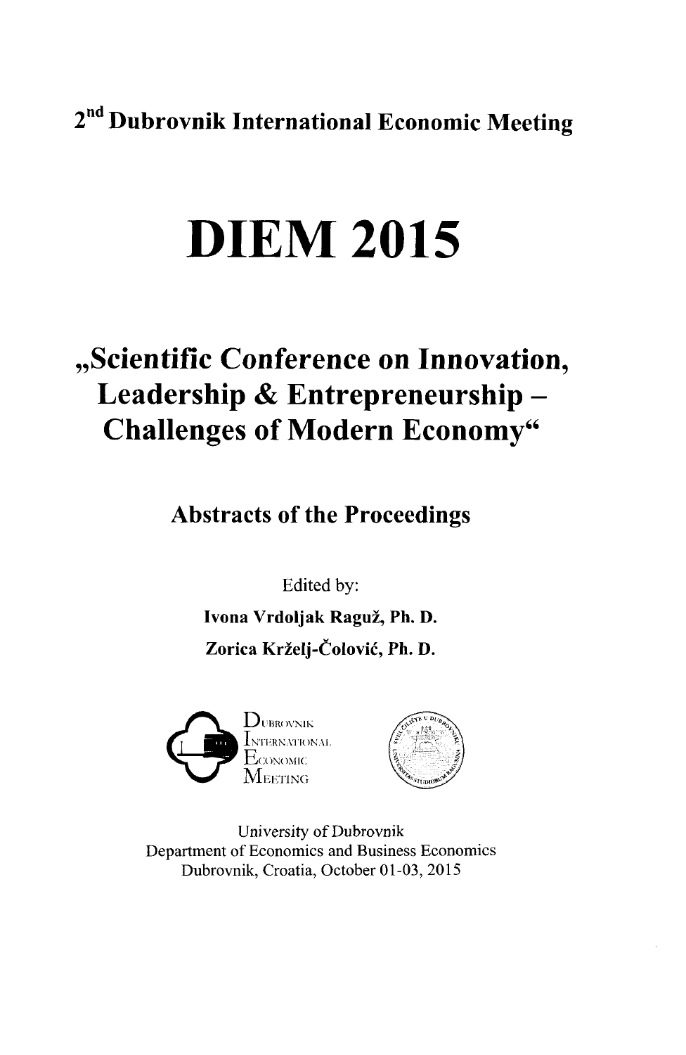2nd Dubrovnik International Economic Meeting

# DIEM 2015

# „Scientific Conference on Innovation, Leadership & Entrepreneurship – Challenges of Modern Economy"

## Abstracts of the Proceedings

Edited by:

**Ivona Vrdoljak Raguž, Ph. D.**

**Zorica Krželj-Čolović, Ph. D.**

Dubrovnik International Economic Meeting

University of Dubrovnik
Department of Economics and Business Economics
Dubrovnik, Croatia, October 01-03, 2015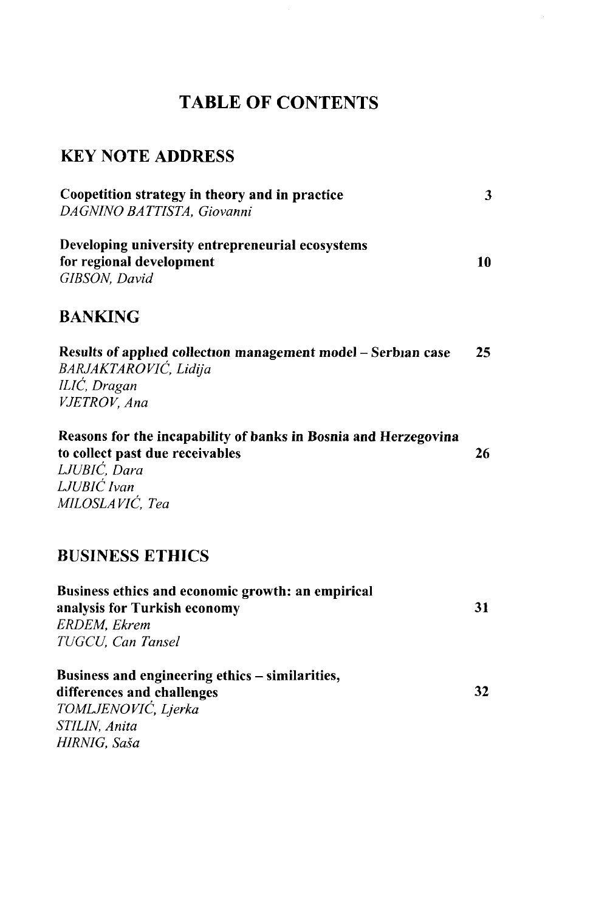# TABLE OF CONTENTS

## KEY NOTE ADDRESS

**Coopetition strategy in theory and in practice** 3
*DAGNINO BATTISTA, Giovanni*

**Developing university entrepreneurial ecosystems for regional development** 10
*GIBSON, David*

## BANKING

**Results of applied collection management model – Serbian case** 25
*BARJAKTAROVIĆ, Lidija*
*ILIĆ, Dragan*
*VJETROV, Ana*

**Reasons for the incapability of banks in Bosnia and Herzegovina to collect past due receivables** 26
*LJUBIĆ, Dara*
*LJUBIĆ Ivan*
*MILOSLAVIĆ, Tea*

## BUSINESS ETHICS

**Business ethics and economic growth: an empirical analysis for Turkish economy** 31
*ERDEM, Ekrem*
*TUGCU, Can Tansel*

**Business and engineering ethics – similarities, differences and challenges** 32
*TOMLJENOVIĆ, Ljerka*
*STILIN, Anita*
*HIRNIG, Saša*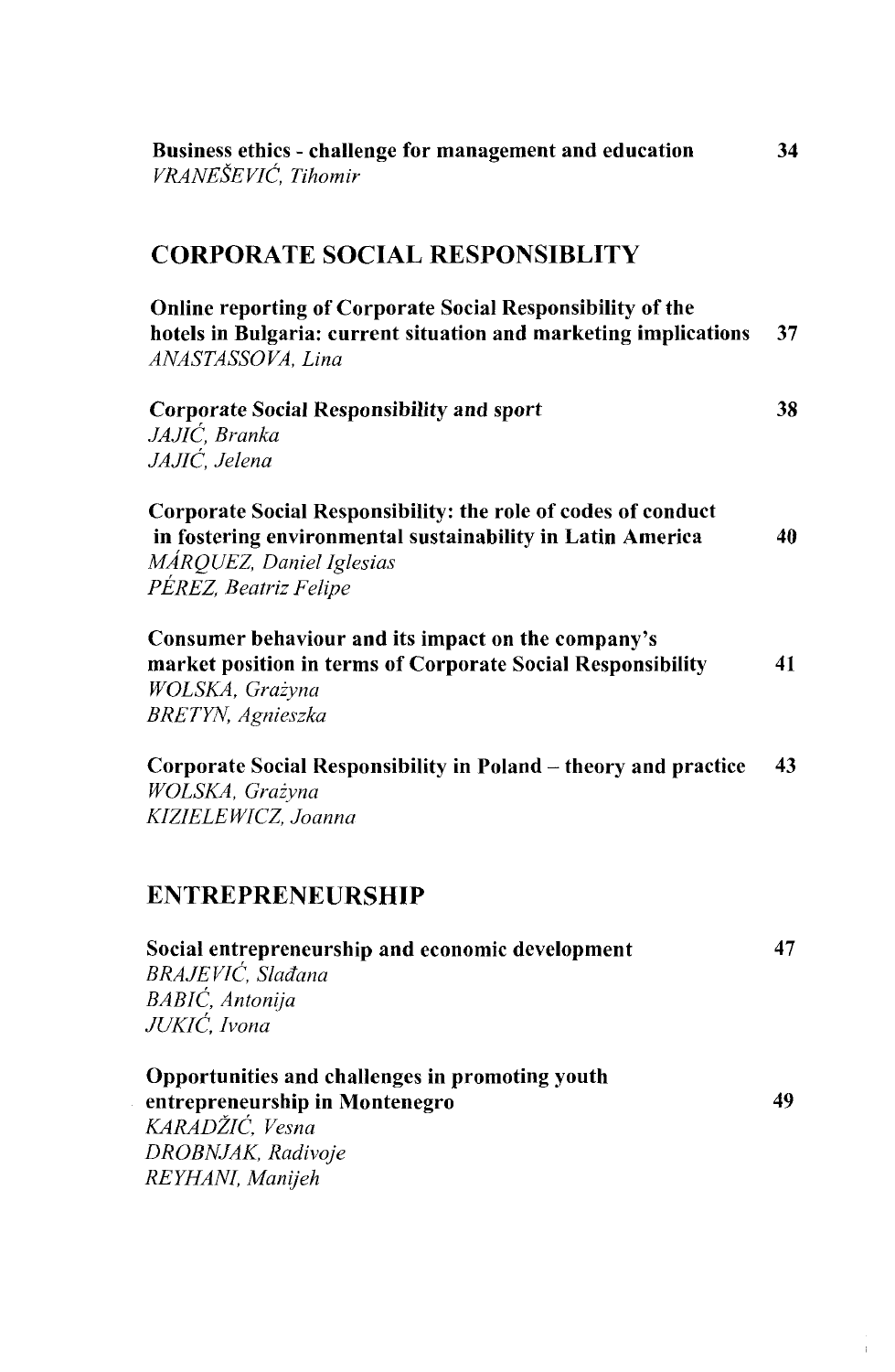**Business ethics - challenge for management and education** 34
*VRANEŠEVIĆ, Tihomir*

## CORPORATE SOCIAL RESPONSIBLITY

**Online reporting of Corporate Social Responsibility of the hotels in Bulgaria: current situation and marketing implications** 37
*ANASTASSOVA, Lina*

**Corporate Social Responsibility and sport** 38
*JAJIĆ, Branka*
*JAJIĆ, Jelena*

**Corporate Social Responsibility: the role of codes of conduct in fostering environmental sustainability in Latin America** 40
*MÁRQUEZ, Daniel Iglesias*
*PÉREZ, Beatriz Felipe*

**Consumer behaviour and its impact on the company's market position in terms of Corporate Social Responsibility** 41
*WOLSKA, Grażyna*
*BRETYN, Agnieszka*

**Corporate Social Responsibility in Poland – theory and practice** 43
*WOLSKA, Grażyna*
*KIZIELEWICZ, Joanna*

## ENTREPRENEURSHIP

**Social entrepreneurship and economic development** 47
*BRAJEVIĆ, Slađana*
*BABIĆ, Antonija*
*JUKIĆ, Ivona*

**Opportunities and challenges in promoting youth entrepreneurship in Montenegro** 49
*KARADŽIĆ, Vesna*
*DROBNJAK, Radivoje*
*REYHANI, Manijeh*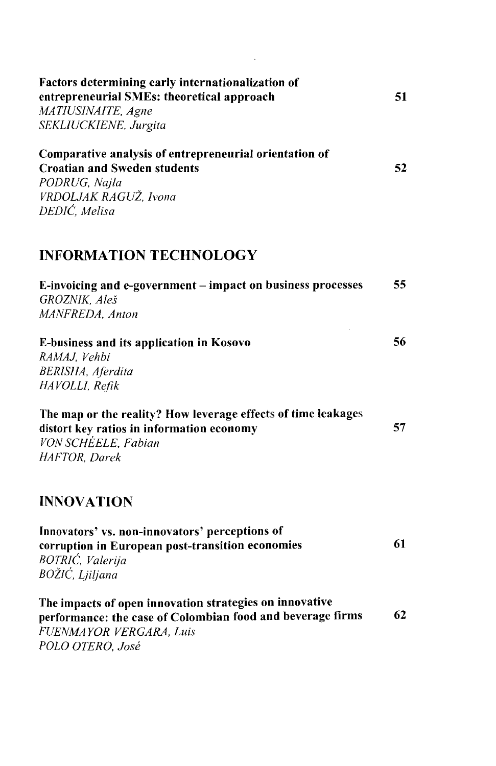**Factors determining early internationalization of entrepreneurial SMEs: theoretical approach** 51
*MATIUSINAITE, Agne*
*SEKLIUCKIENE, Jurgita*

**Comparative analysis of entrepreneurial orientation of Croatian and Sweden students** 52
*PODRUG, Najla*
*VRDOLJAK RAGUŽ, Ivona*
*DEDIĆ, Melisa*

## INFORMATION TECHNOLOGY

**E-invoicing and e-government – impact on business processes** 55
*GROZNIK, Aleš*
*MANFREDA, Anton*

**E-business and its application in Kosovo** 56
*RAMAJ, Vehbi*
*BERISHA, Aferdita*
*HAVOLLI, Refik*

**The map or the reality? How leverage effects of time leakages distort key ratios in information economy** 57
*VON SCHÉELE, Fabian*
*HAFTOR, Darek*

## INNOVATION

**Innovators' vs. non-innovators' perceptions of corruption in European post-transition economies** 61
*BOTRIĆ, Valerija*
*BOŽIĆ, Ljiljana*

**The impacts of open innovation strategies on innovative performance: the case of Colombian food and beverage firms** 62
*FUENMAYOR VERGARA, Luis*
*POLO OTERO, José*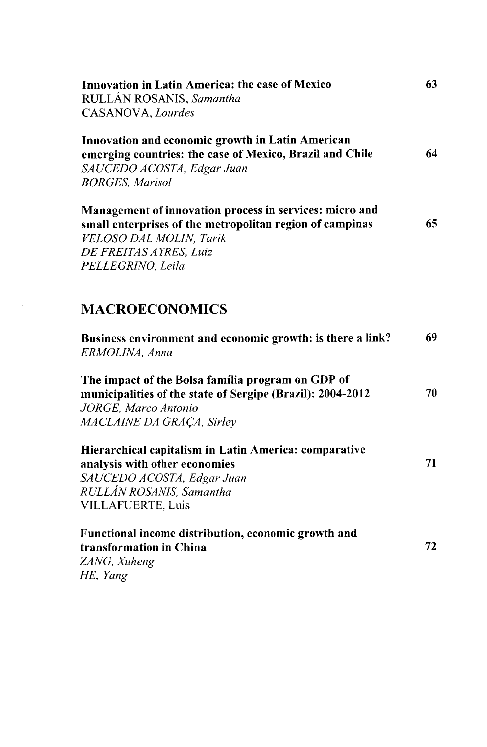**Innovation in Latin America: the case of Mexico** 63
RULLÁN ROSANIS, *Samantha*
CASANOVA, *Lourdes*

**Innovation and economic growth in Latin American emerging countries: the case of Mexico, Brazil and Chile** 64
*SAUCEDO ACOSTA, Edgar Juan*
*BORGES, Marisol*

**Management of innovation process in services: micro and small enterprises of the metropolitan region of campinas** 65
*VELOSO DAL MOLIN, Tarik*
*DE FREITAS AYRES, Luiz*
*PELLEGRINO, Leila*

## MACROECONOMICS

**Business environment and economic growth: is there a link?** 69
*ERMOLINA, Anna*

**The impact of the Bolsa família program on GDP of municipalities of the state of Sergipe (Brazil): 2004-2012** 70
*JORGE, Marco Antonio*
*MACLAINE DA GRAÇA, Sirley*

**Hierarchical capitalism in Latin America: comparative analysis with other economies** 71
*SAUCEDO ACOSTA, Edgar Juan*
*RULLÁN ROSANIS, Samantha*
VILLAFUERTE, Luis

**Functional income distribution, economic growth and transformation in China** 72
*ZANG, Xuheng*
*HE, Yang*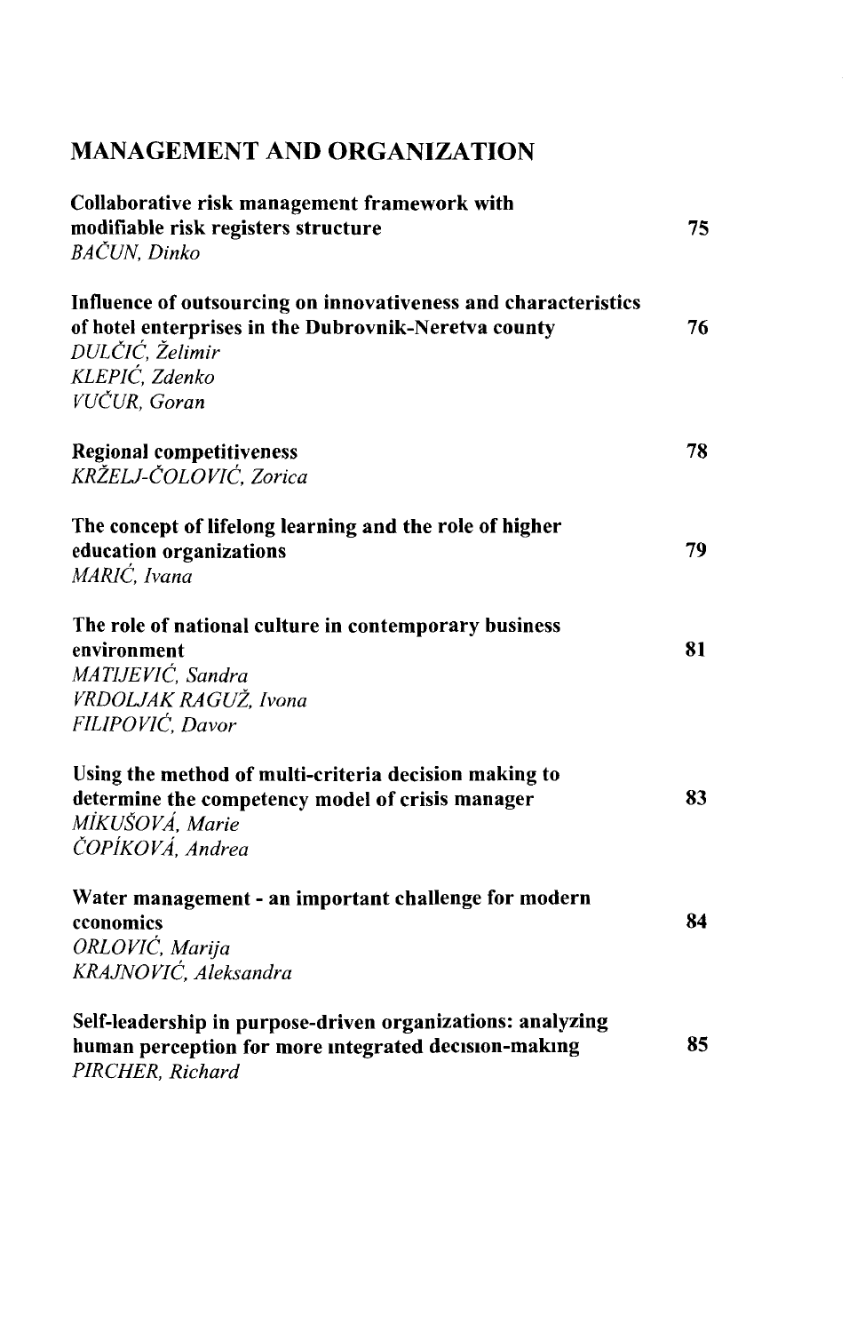## MANAGEMENT AND ORGANIZATION

**Collaborative risk management framework with modifiable risk registers structure** 75
*BAČUN, Dinko*

**Influence of outsourcing on innovativeness and characteristics of hotel enterprises in the Dubrovnik-Neretva county** 76
*DULČIĆ, Želimir*
*KLEPIĆ, Zdenko*
*VUČUR, Goran*

**Regional competitiveness** 78
*KRŽELJ-ČOLOVIĆ, Zorica*

**The concept of lifelong learning and the role of higher education organizations** 79
*MARIĆ, Ivana*

**The role of national culture in contemporary business environment** 81
*MATIJEVIĆ, Sandra*
*VRDOLJAK RAGUŽ, Ivona*
*FILIPOVIĆ, Davor*

**Using the method of multi-criteria decision making to determine the competency model of crisis manager** 83
*MÍKUŠOVÁ, Marie*
*ČOPÍKOVÁ, Andrea*

**Water management - an important challenge for modern economics** 84
*ORLOVIĆ, Marija*
*KRAJNOVIĆ, Aleksandra*

**Self-leadership in purpose-driven organizations: analyzing human perception for more integrated decision-making** 85
*PIRCHER, Richard*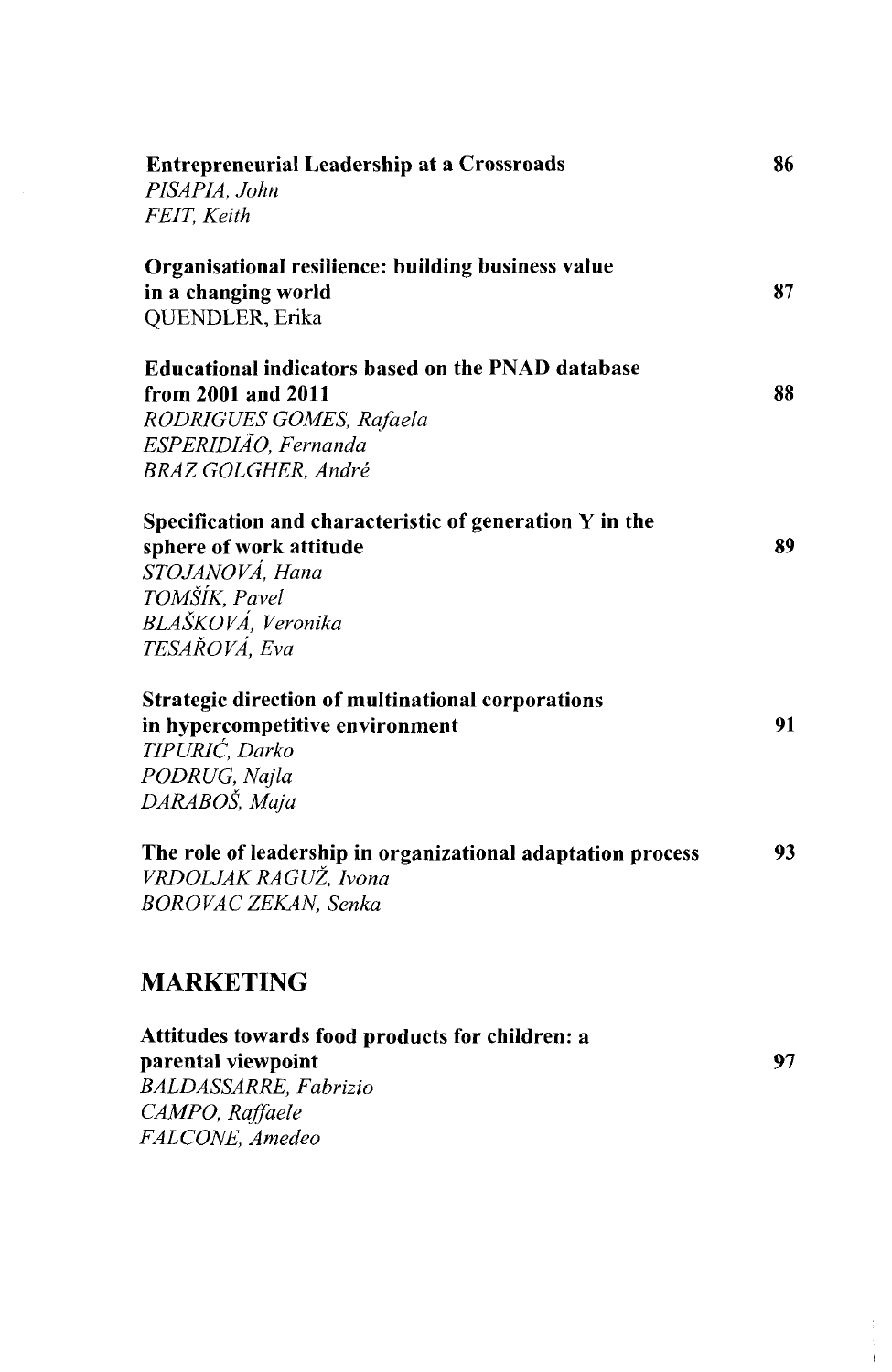**Entrepreneurial Leadership at a Crossroads** 86
*PISAPIA, John*
*FEIT, Keith*

**Organisational resilience: building business value in a changing world** 87
QUENDLER, Erika

**Educational indicators based on the PNAD database from 2001 and 2011** 88
*RODRIGUES GOMES, Rafaela*
*ESPERIDIÃO, Fernanda*
*BRAZ GOLGHER, André*

**Specification and characteristic of generation Y in the sphere of work attitude** 89
*STOJANOVÁ, Hana*
*TOMŠÍK, Pavel*
*BLAŠKOVÁ, Veronika*
*TESAŘOVÁ, Eva*

**Strategic direction of multinational corporations in hypercompetitive environment** 91
*TIPURIĆ, Darko*
*PODRUG, Najla*
*DARABOŠ, Maja*

**The role of leadership in organizational adaptation process** 93
*VRDOLJAK RAGUŽ, Ivona*
*BOROVAC ZEKAN, Senka*

## MARKETING

**Attitudes towards food products for children: a parental viewpoint** 97
*BALDASSARRE, Fabrizio*
*CAMPO, Raffaele*
*FALCONE, Amedeo*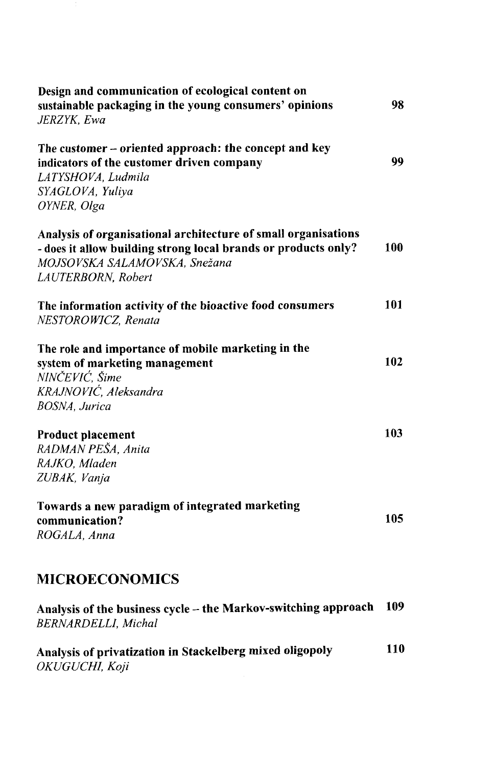**Design and communication of ecological content on sustainable packaging in the young consumers' opinions** 98
*JERZYK, Ewa*

**The customer – oriented approach: the concept and key indicators of the customer driven company** 99
*LATYSHOVA, Ludmila*
*SYAGLOVA, Yuliya*
*OYNER, Olga*

**Analysis of organisational architecture of small organisations - does it allow building strong local brands or products only?** 100
*MOJSOVSKA SALAMOVSKA, Snežana*
*LAUTERBORN, Robert*

**The information activity of the bioactive food consumers** 101
*NESTOROWICZ, Renata*

**The role and importance of mobile marketing in the system of marketing management** 102
*NINČEVIĆ, Šime*
*KRAJNOVIĆ, Aleksandra*
*BOSNA, Jurica*

**Product placement** 103
*RADMAN PEŠA, Anita*
*RAJKO, Mladen*
*ZUBAK, Vanja*

**Towards a new paradigm of integrated marketing communication?** 105
*ROGALA, Anna*

## MICROECONOMICS

**Analysis of the business cycle – the Markov-switching approach** 109
*BERNARDELLI, Michal*

**Analysis of privatization in Stackelberg mixed oligopoly** 110
*OKUGUCHI, Koji*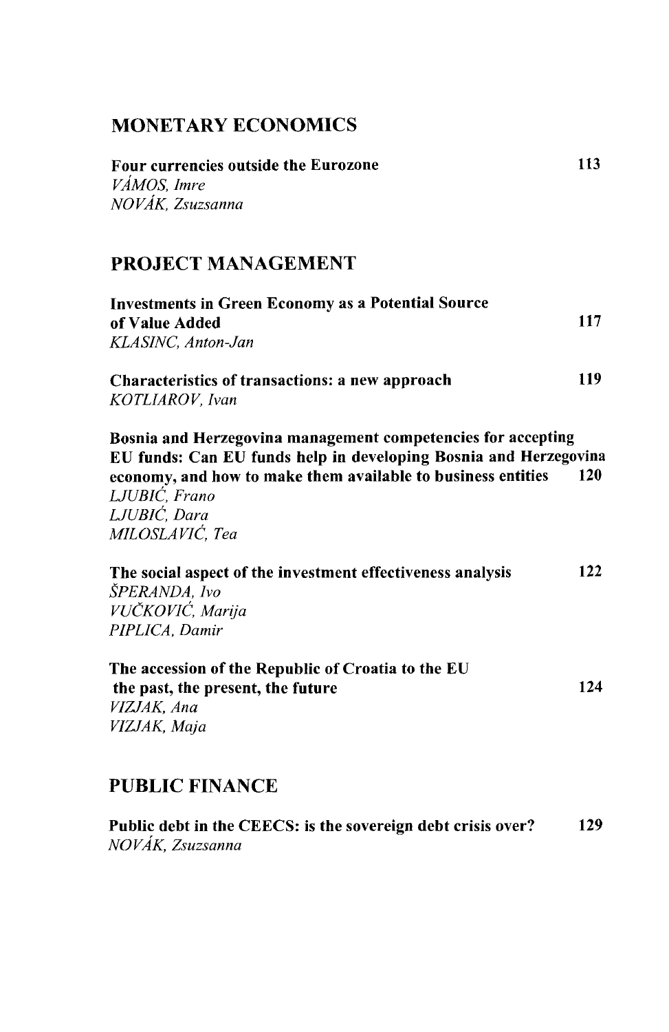## MONETARY ECONOMICS

**Four currencies outside the Eurozone** 113
*VÁMOS, Imre*
*NOVÁK, Zsuzsanna*

## PROJECT MANAGEMENT

**Investments in Green Economy as a Potential Source of Value Added** 117
*KLASINC, Anton-Jan*

**Characteristics of transactions: a new approach** 119
*KOTLIAROV, Ivan*

**Bosnia and Herzegovina management competencies for accepting EU funds: Can EU funds help in developing Bosnia and Herzegovina economy, and how to make them available to business entities** 120
*LJUBIĆ, Frano*
*LJUBIĆ, Dara*
*MILOSLAVIĆ, Tea*

**The social aspect of the investment effectiveness analysis** 122
*ŠPERANDA, Ivo*
*VUČKOVIĆ, Marija*
*PIPLICA, Damir*

**The accession of the Republic of Croatia to the EU the past, the present, the future** 124
*VIZJAK, Ana*
*VIZJAK, Maja*

## PUBLIC FINANCE

**Public debt in the CEECS: is the sovereign debt crisis over?** 129
*NOVÁK, Zsuzsanna*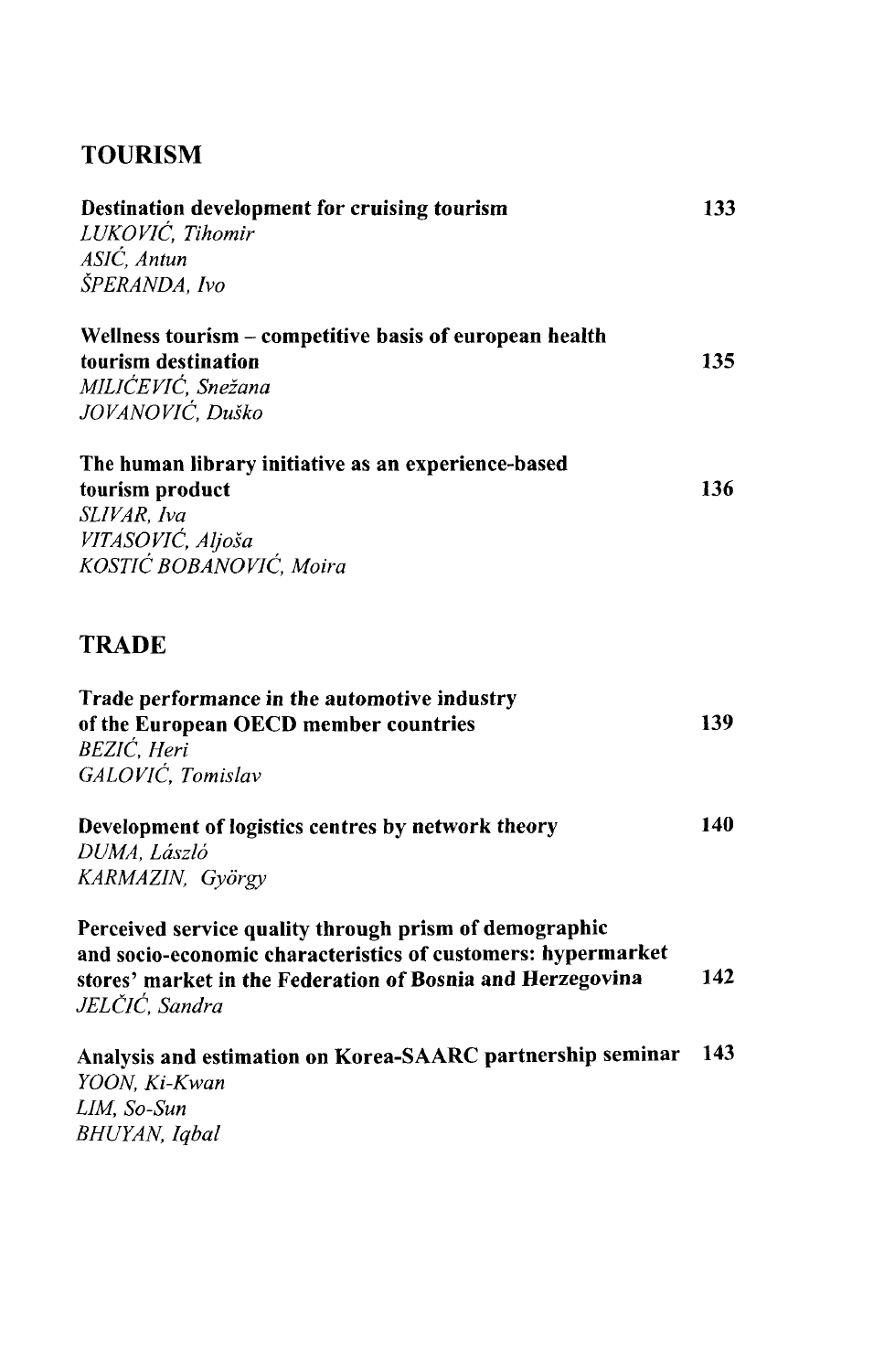## TOURISM

**Destination development for cruising tourism** 133
*LUKOVIĆ, Tihomir*
*ASIĆ, Antun*
*ŠPERANDA, Ivo*

**Wellness tourism – competitive basis of european health tourism destination** 135
*MILIĆEVIĆ, Snežana*
*JOVANOVIĆ, Duško*

**The human library initiative as an experience-based tourism product** 136
*SLIVAR, Iva*
*VITASOVIĆ, Aljoša*
*KOSTIĆ BOBANOVIĆ, Moira*

## TRADE

**Trade performance in the automotive industry of the European OECD member countries** 139
*BEZIĆ, Heri*
*GALOVIĆ, Tomislav*

**Development of logistics centres by network theory** 140
*DUMA, László*
*KARMAZIN, György*

**Perceived service quality through prism of demographic and socio-economic characteristics of customers: hypermarket stores' market in the Federation of Bosnia and Herzegovina** 142
*JELČIĆ, Sandra*

**Analysis and estimation on Korea-SAARC partnership seminar** 143
*YOON, Ki-Kwan*
*LIM, So-Sun*
*BHUYAN, Iqbal*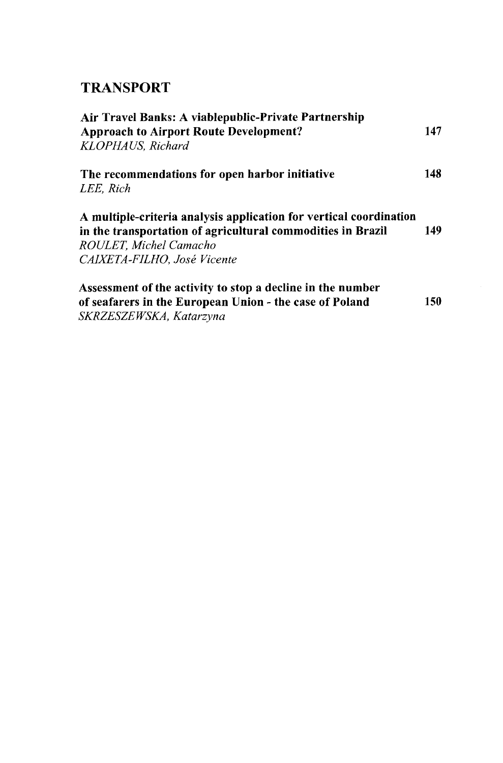## TRANSPORT

**Air Travel Banks: A viablepublic-Private Partnership Approach to Airport Route Development?** 147
*KLOPHAUS, Richard*

**The recommendations for open harbor initiative** 148
*LEE, Rich*

**A multiple-criteria analysis application for vertical coordination in the transportation of agricultural commodities in Brazil** 149
*ROULET, Michel Camacho*
*CAIXETA-FILHO, José Vicente*

**Assessment of the activity to stop a decline in the number of seafarers in the European Union - the case of Poland** 150
*SKRZESZEWSKA, Katarzyna*